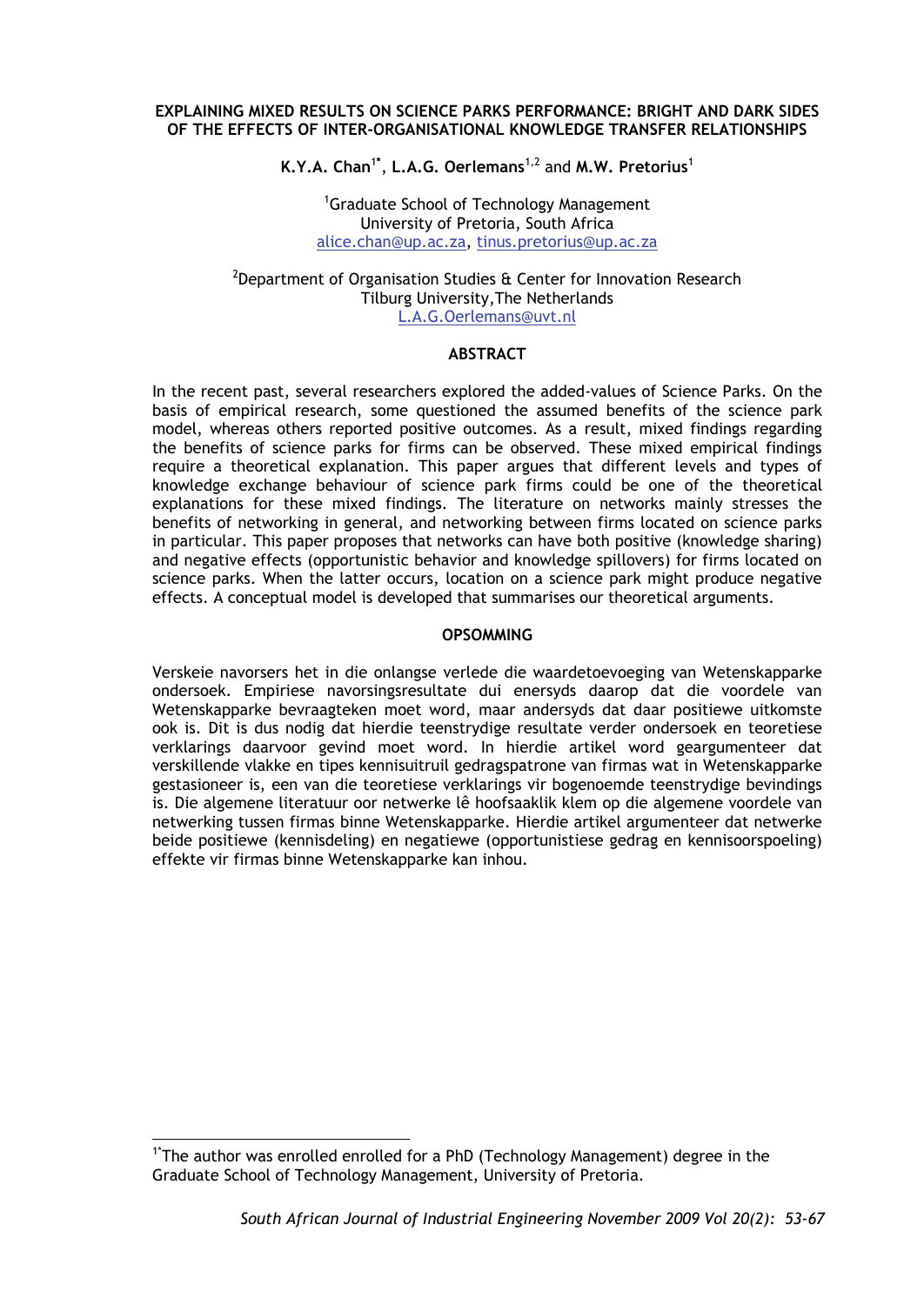# EXPLAINING MIXED RESULTS ON SCIENCE PARKS PERFORMANCE: BRIGHT AND DARK SIDES OF THE EFFECTS OF INTER-ORGANISATIONAL KNOWLEDGE TRANSFER RELATIONSHIPS

**K.Y.A. Chan**[1*], **L.A.G. Oerlemans**[1,2] and **M.W. Pretorius**[1]

[1]Graduate School of Technology Management
University of Pretoria, South Africa
alice.chan@up.ac.za, tinus.pretorius@up.ac.za

[2]Department of Organisation Studies & Center for Innovation Research
Tilburg University,The Netherlands
L.A.G.Oerlemans@uvt.nl

## ABSTRACT

In the recent past, several researchers explored the added-values of Science Parks. On the basis of empirical research, some questioned the assumed benefits of the science park model, whereas others reported positive outcomes. As a result, mixed findings regarding the benefits of science parks for firms can be observed. These mixed empirical findings require a theoretical explanation. This paper argues that different levels and types of knowledge exchange behaviour of science park firms could be one of the theoretical explanations for these mixed findings. The literature on networks mainly stresses the benefits of networking in general, and networking between firms located on science parks in particular. This paper proposes that networks can have both positive (knowledge sharing) and negative effects (opportunistic behavior and knowledge spillovers) for firms located on science parks. When the latter occurs, location on a science park might produce negative effects. A conceptual model is developed that summarises our theoretical arguments.

## OPSOMMING

Verskeie navorsers het in die onlangse verlede die waardetoevoeging van Wetenskapparke ondersoek. Empiriese navorsingsresultate dui enersyds daarop dat die voordele van Wetenskapparke bevraagteken moet word, maar andersyds dat daar positiewe uitkomste ook is. Dit is dus nodig dat hierdie teenstrydige resultate verder ondersoek en teoretiese verklarings daarvoor gevind moet word. In hierdie artikel word geargumenteer dat verskillende vlakke en tipes kennisuitruil gedragspatrone van firmas wat in Wetenskapparke gestasioneer is, een van die teoretiese verklarings vir bogenoemde teenstrydige bevindings is. Die algemene literatuur oor netwerke lê hoofsaaklik klem op die algemene voordele van netwerking tussen firmas binne Wetenskapparke. Hierdie artikel argumenteer dat netwerke beide positiewe (kennisdeling) en negatiewe (opportunistiese gedrag en kennisoorspoeling) effekte vir firmas binne Wetenskapparke kan inhou.

---

[1*]The author was enrolled enrolled for a PhD (Technology Management) degree in the Graduate School of Technology Management, University of Pretoria.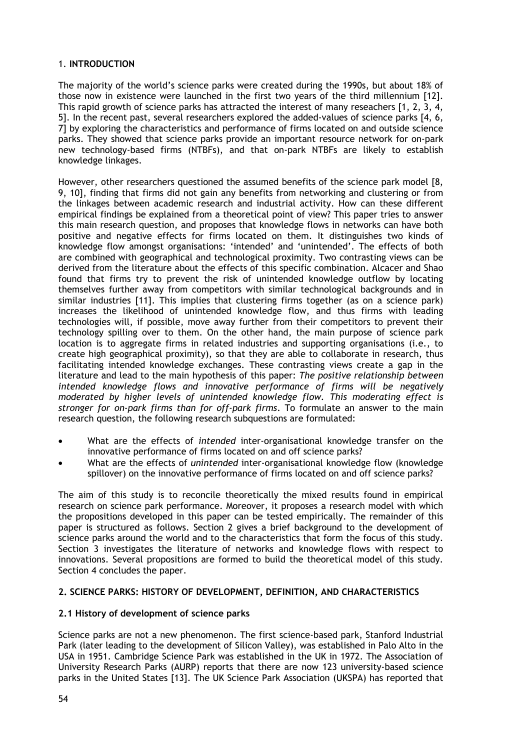## 1. INTRODUCTION

The majority of the world's science parks were created during the 1990s, but about 18% of those now in existence were launched in the first two years of the third millennium [12]. This rapid growth of science parks has attracted the interest of many reseachers [1, 2, 3, 4, 5]. In the recent past, several researchers explored the added-values of science parks [4, 6, 7] by exploring the characteristics and performance of firms located on and outside science parks. They showed that science parks provide an important resource network for on-park new technology-based firms (NTBFs), and that on-park NTBFs are likely to establish knowledge linkages.

However, other researchers questioned the assumed benefits of the science park model [8, 9, 10], finding that firms did not gain any benefits from networking and clustering or from the linkages between academic research and industrial activity. How can these different empirical findings be explained from a theoretical point of view? This paper tries to answer this main research question, and proposes that knowledge flows in networks can have both positive and negative effects for firms located on them. It distinguishes two kinds of knowledge flow amongst organisations: 'intended' and 'unintended'. The effects of both are combined with geographical and technological proximity. Two contrasting views can be derived from the literature about the effects of this specific combination. Alcacer and Shao found that firms try to prevent the risk of unintended knowledge outflow by locating themselves further away from competitors with similar technological backgrounds and in similar industries [11]. This implies that clustering firms together (as on a science park) increases the likelihood of unintended knowledge flow, and thus firms with leading technologies will, if possible, move away further from their competitors to prevent their technology spilling over to them. On the other hand, the main purpose of science park location is to aggregate firms in related industries and supporting organisations (i.e., to create high geographical proximity), so that they are able to collaborate in research, thus facilitating intended knowledge exchanges. These contrasting views create a gap in the literature and lead to the main hypothesis of this paper: *The positive relationship between intended knowledge flows and innovative performance of firms will be negatively moderated by higher levels of unintended knowledge flow. This moderating effect is stronger for on-park firms than for off-park firms*. To formulate an answer to the main research question, the following research subquestions are formulated:

- What are the effects of *intended* inter-organisational knowledge transfer on the innovative performance of firms located on and off science parks?
- What are the effects of *unintended* inter-organisational knowledge flow (knowledge spillover) on the innovative performance of firms located on and off science parks?

The aim of this study is to reconcile theoretically the mixed results found in empirical research on science park performance. Moreover, it proposes a research model with which the propositions developed in this paper can be tested empirically. The remainder of this paper is structured as follows. Section 2 gives a brief background to the development of science parks around the world and to the characteristics that form the focus of this study. Section 3 investigates the literature of networks and knowledge flows with respect to innovations. Several propositions are formed to build the theoretical model of this study. Section 4 concludes the paper.

## 2. SCIENCE PARKS: HISTORY OF DEVELOPMENT, DEFINITION, AND CHARACTERISTICS

### 2.1 History of development of science parks

Science parks are not a new phenomenon. The first science-based park, Stanford Industrial Park (later leading to the development of Silicon Valley), was established in Palo Alto in the USA in 1951. Cambridge Science Park was established in the UK in 1972. The Association of University Research Parks (AURP) reports that there are now 123 university-based science parks in the United States [13]. The UK Science Park Association (UKSPA) has reported that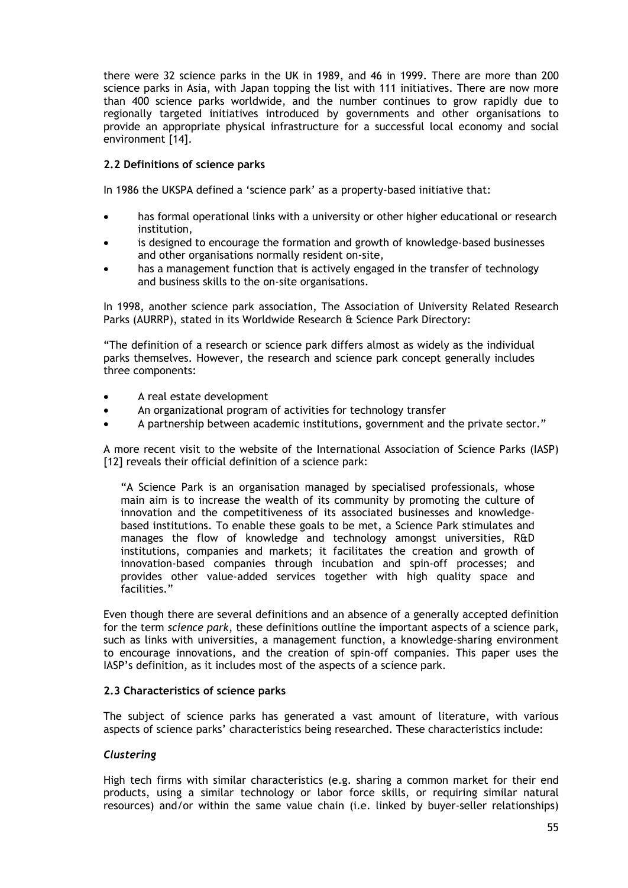there were 32 science parks in the UK in 1989, and 46 in 1999. There are more than 200 science parks in Asia, with Japan topping the list with 111 initiatives. There are now more than 400 science parks worldwide, and the number continues to grow rapidly due to regionally targeted initiatives introduced by governments and other organisations to provide an appropriate physical infrastructure for a successful local economy and social environment [14].

### 2.2 Definitions of science parks

In 1986 the UKSPA defined a 'science park' as a property-based initiative that:

- has formal operational links with a university or other higher educational or research institution,
- is designed to encourage the formation and growth of knowledge-based businesses and other organisations normally resident on-site,
- has a management function that is actively engaged in the transfer of technology and business skills to the on-site organisations.

In 1998, another science park association, The Association of University Related Research Parks (AURRP), stated in its Worldwide Research & Science Park Directory:

"The definition of a research or science park differs almost as widely as the individual parks themselves. However, the research and science park concept generally includes three components:

- A real estate development
- An organizational program of activities for technology transfer
- A partnership between academic institutions, government and the private sector."

A more recent visit to the website of the International Association of Science Parks (IASP) [12] reveals their official definition of a science park:

> "A Science Park is an organisation managed by specialised professionals, whose main aim is to increase the wealth of its community by promoting the culture of innovation and the competitiveness of its associated businesses and knowledge-based institutions. To enable these goals to be met, a Science Park stimulates and manages the flow of knowledge and technology amongst universities, R&D institutions, companies and markets; it facilitates the creation and growth of innovation-based companies through incubation and spin-off processes; and provides other value-added services together with high quality space and facilities."

Even though there are several definitions and an absence of a generally accepted definition for the term *science park*, these definitions outline the important aspects of a science park, such as links with universities, a management function, a knowledge-sharing environment to encourage innovations, and the creation of spin-off companies. This paper uses the IASP's definition, as it includes most of the aspects of a science park.

### 2.3 Characteristics of science parks

The subject of science parks has generated a vast amount of literature, with various aspects of science parks' characteristics being researched. These characteristics include:

#### *Clustering*

High tech firms with similar characteristics (e.g. sharing a common market for their end products, using a similar technology or labor force skills, or requiring similar natural resources) and/or within the same value chain (i.e. linked by buyer-seller relationships)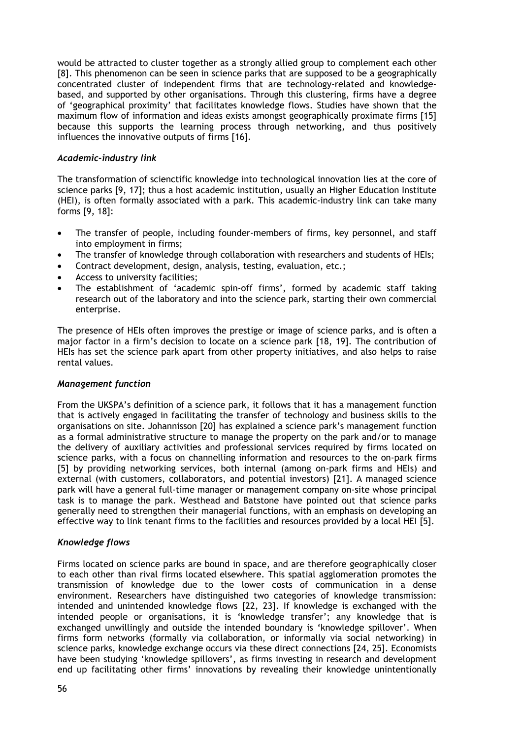would be attracted to cluster together as a strongly allied group to complement each other [8]. This phenomenon can be seen in science parks that are supposed to be a geographically concentrated cluster of independent firms that are technology-related and knowledge-based, and supported by other organisations. Through this clustering, firms have a degree of 'geographical proximity' that facilitates knowledge flows. Studies have shown that the maximum flow of information and ideas exists amongst geographically proximate firms [15] because this supports the learning process through networking, and thus positively influences the innovative outputs of firms [16].

### *Academic-industry link*

The transformation of scienctific knowledge into technological innovation lies at the core of science parks [9, 17]; thus a host academic institution, usually an Higher Education Institute (HEI), is often formally associated with a park. This academic-industry link can take many forms [9, 18]:

- The transfer of people, including founder-members of firms, key personnel, and staff into employment in firms;
- The transfer of knowledge through collaboration with researchers and students of HEIs;
- Contract development, design, analysis, testing, evaluation, etc.;
- Access to university facilities;
- The establishment of 'academic spin-off firms', formed by academic staff taking research out of the laboratory and into the science park, starting their own commercial enterprise.

The presence of HEIs often improves the prestige or image of science parks, and is often a major factor in a firm's decision to locate on a science park [18, 19]. The contribution of HEIs has set the science park apart from other property initiatives, and also helps to raise rental values.

### *Management function*

From the UKSPA's definition of a science park, it follows that it has a management function that is actively engaged in facilitating the transfer of technology and business skills to the organisations on site. Johannisson [20] has explained a science park's management function as a formal administrative structure to manage the property on the park and/or to manage the delivery of auxiliary activities and professional services required by firms located on science parks, with a focus on channelling information and resources to the on-park firms [5] by providing networking services, both internal (among on-park firms and HEIs) and external (with customers, collaborators, and potential investors) [21]. A managed science park will have a general full-time manager or management company on-site whose principal task is to manage the park. Westhead and Batstone have pointed out that science parks generally need to strengthen their managerial functions, with an emphasis on developing an effective way to link tenant firms to the facilities and resources provided by a local HEI [5].

### *Knowledge flows*

Firms located on science parks are bound in space, and are therefore geographically closer to each other than rival firms located elsewhere. This spatial agglomeration promotes the transmission of knowledge due to the lower costs of communication in a dense environment. Researchers have distinguished two categories of knowledge transmission: intended and unintended knowledge flows [22, 23]. If knowledge is exchanged with the intended people or organisations, it is 'knowledge transfer'; any knowledge that is exchanged unwillingly and outside the intended boundary is 'knowledge spillover'. When firms form networks (formally via collaboration, or informally via social networking) in science parks, knowledge exchange occurs via these direct connections [24, 25]. Economists have been studying 'knowledge spillovers', as firms investing in research and development end up facilitating other firms' innovations by revealing their knowledge unintentionally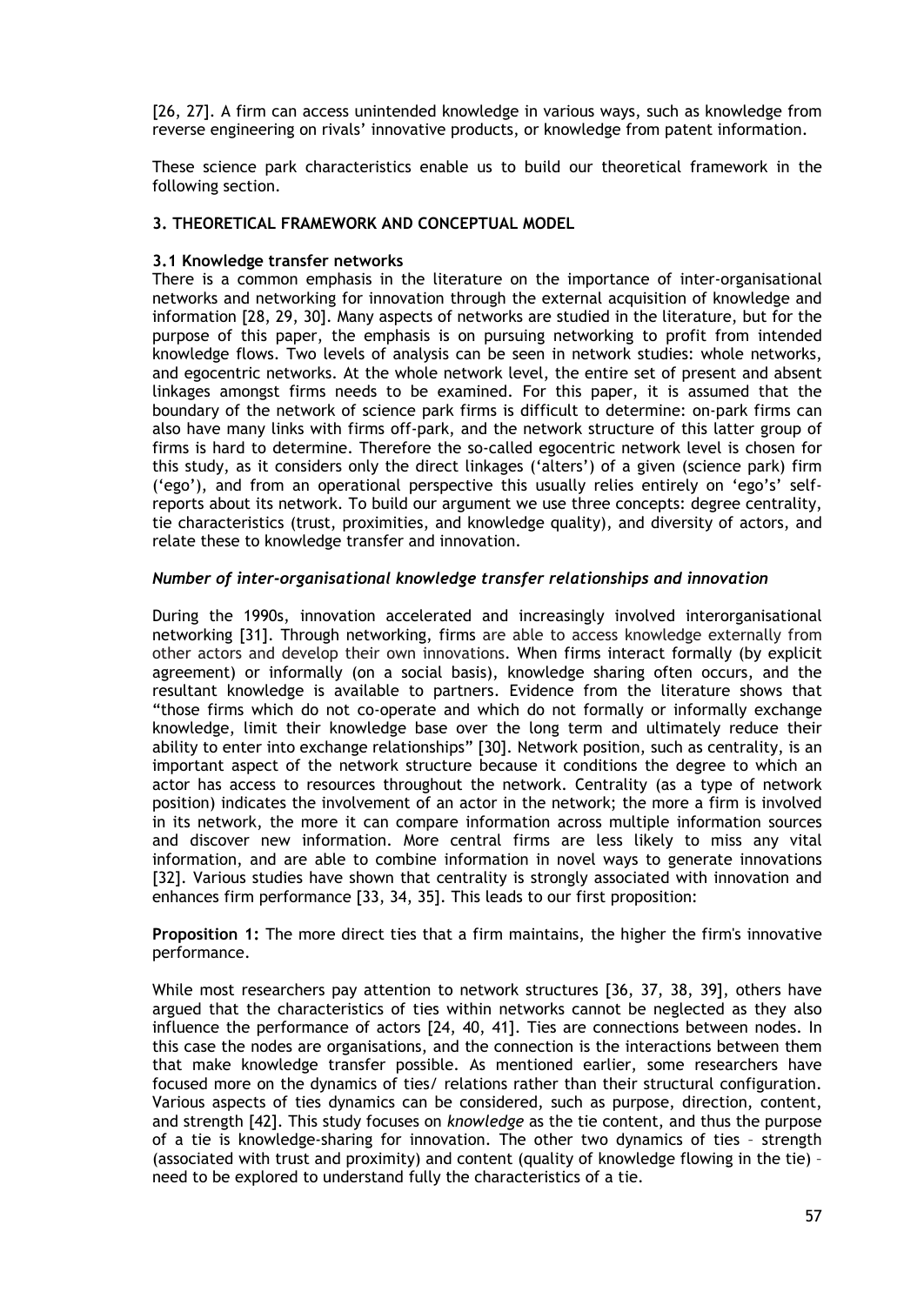[26, 27]. A firm can access unintended knowledge in various ways, such as knowledge from reverse engineering on rivals' innovative products, or knowledge from patent information.

These science park characteristics enable us to build our theoretical framework in the following section.

## 3. THEORETICAL FRAMEWORK AND CONCEPTUAL MODEL

### 3.1 Knowledge transfer networks

There is a common emphasis in the literature on the importance of inter-organisational networks and networking for innovation through the external acquisition of knowledge and information [28, 29, 30]. Many aspects of networks are studied in the literature, but for the purpose of this paper, the emphasis is on pursuing networking to profit from intended knowledge flows. Two levels of analysis can be seen in network studies: whole networks, and egocentric networks. At the whole network level, the entire set of present and absent linkages amongst firms needs to be examined. For this paper, it is assumed that the boundary of the network of science park firms is difficult to determine: on-park firms can also have many links with firms off-park, and the network structure of this latter group of firms is hard to determine. Therefore the so-called egocentric network level is chosen for this study, as it considers only the direct linkages ('alters') of a given (science park) firm ('ego'), and from an operational perspective this usually relies entirely on 'ego's' self-reports about its network. To build our argument we use three concepts: degree centrality, tie characteristics (trust, proximities, and knowledge quality), and diversity of actors, and relate these to knowledge transfer and innovation.

#### *Number of inter-organisational knowledge transfer relationships and innovation*

During the 1990s, innovation accelerated and increasingly involved interorganisational networking [31]. Through networking, firms are able to access knowledge externally from other actors and develop their own innovations. When firms interact formally (by explicit agreement) or informally (on a social basis), knowledge sharing often occurs, and the resultant knowledge is available to partners. Evidence from the literature shows that "those firms which do not co-operate and which do not formally or informally exchange knowledge, limit their knowledge base over the long term and ultimately reduce their ability to enter into exchange relationships" [30]. Network position, such as centrality, is an important aspect of the network structure because it conditions the degree to which an actor has access to resources throughout the network. Centrality (as a type of network position) indicates the involvement of an actor in the network; the more a firm is involved in its network, the more it can compare information across multiple information sources and discover new information. More central firms are less likely to miss any vital information, and are able to combine information in novel ways to generate innovations [32]. Various studies have shown that centrality is strongly associated with innovation and enhances firm performance [33, 34, 35]. This leads to our first proposition:

**Proposition 1:** The more direct ties that a firm maintains, the higher the firm's innovative performance.

While most researchers pay attention to network structures [36, 37, 38, 39], others have argued that the characteristics of ties within networks cannot be neglected as they also influence the performance of actors [24, 40, 41]. Ties are connections between nodes. In this case the nodes are organisations, and the connection is the interactions between them that make knowledge transfer possible. As mentioned earlier, some researchers have focused more on the dynamics of ties/ relations rather than their structural configuration. Various aspects of ties dynamics can be considered, such as purpose, direction, content, and strength [42]. This study focuses on *knowledge* as the tie content, and thus the purpose of a tie is knowledge-sharing for innovation. The other two dynamics of ties – strength (associated with trust and proximity) and content (quality of knowledge flowing in the tie) – need to be explored to understand fully the characteristics of a tie.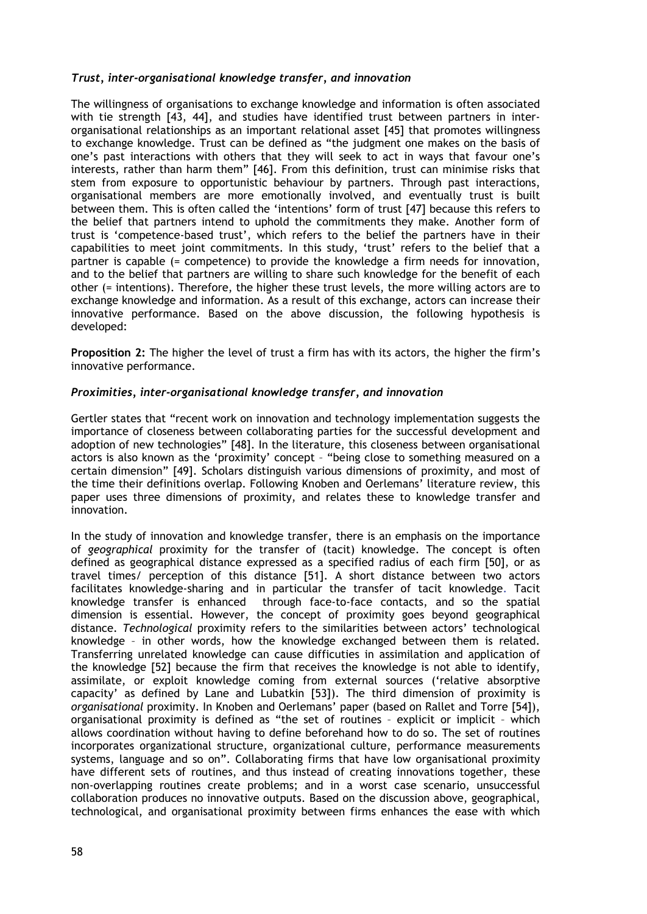### *Trust, inter-organisational knowledge transfer, and innovation*

The willingness of organisations to exchange knowledge and information is often associated with tie strength [43, 44], and studies have identified trust between partners in inter-organisational relationships as an important relational asset [45] that promotes willingness to exchange knowledge. Trust can be defined as "the judgment one makes on the basis of one's past interactions with others that they will seek to act in ways that favour one's interests, rather than harm them" [46]. From this definition, trust can minimise risks that stem from exposure to opportunistic behaviour by partners. Through past interactions, organisational members are more emotionally involved, and eventually trust is built between them. This is often called the 'intentions' form of trust [47] because this refers to the belief that partners intend to uphold the commitments they make. Another form of trust is 'competence-based trust', which refers to the belief the partners have in their capabilities to meet joint commitments. In this study, 'trust' refers to the belief that a partner is capable (= competence) to provide the knowledge a firm needs for innovation, and to the belief that partners are willing to share such knowledge for the benefit of each other (= intentions). Therefore, the higher these trust levels, the more willing actors are to exchange knowledge and information. As a result of this exchange, actors can increase their innovative performance. Based on the above discussion, the following hypothesis is developed:

**Proposition 2:** The higher the level of trust a firm has with its actors, the higher the firm's innovative performance.

### *Proximities, inter-organisational knowledge transfer, and innovation*

Gertler states that "recent work on innovation and technology implementation suggests the importance of closeness between collaborating parties for the successful development and adoption of new technologies" [48]. In the literature, this closeness between organisational actors is also known as the 'proximity' concept – "being close to something measured on a certain dimension" [49]. Scholars distinguish various dimensions of proximity, and most of the time their definitions overlap. Following Knoben and Oerlemans' literature review, this paper uses three dimensions of proximity, and relates these to knowledge transfer and innovation.

In the study of innovation and knowledge transfer, there is an emphasis on the importance of *geographical* proximity for the transfer of (tacit) knowledge. The concept is often defined as geographical distance expressed as a specified radius of each firm [50], or as travel times/ perception of this distance [51]. A short distance between two actors facilitates knowledge-sharing and in particular the transfer of tacit knowledge. Tacit knowledge transfer is enhanced through face-to-face contacts, and so the spatial dimension is essential. However, the concept of proximity goes beyond geographical distance. *Technological* proximity refers to the similarities between actors' technological knowledge – in other words, how the knowledge exchanged between them is related. Transferring unrelated knowledge can cause difficulties in assimilation and application of the knowledge [52] because the firm that receives the knowledge is not able to identify, assimilate, or exploit knowledge coming from external sources ('relative absorptive capacity' as defined by Lane and Lubatkin [53]). The third dimension of proximity is *organisational* proximity. In Knoben and Oerlemans' paper (based on Rallet and Torre [54]), organisational proximity is defined as "the set of routines – explicit or implicit – which allows coordination without having to define beforehand how to do so. The set of routines incorporates organizational structure, organizational culture, performance measurements systems, language and so on". Collaborating firms that have low organisational proximity have different sets of routines, and thus instead of creating innovations together, these non-overlapping routines create problems; and in a worst case scenario, unsuccessful collaboration produces no innovative outputs. Based on the discussion above, geographical, technological, and organisational proximity between firms enhances the ease with which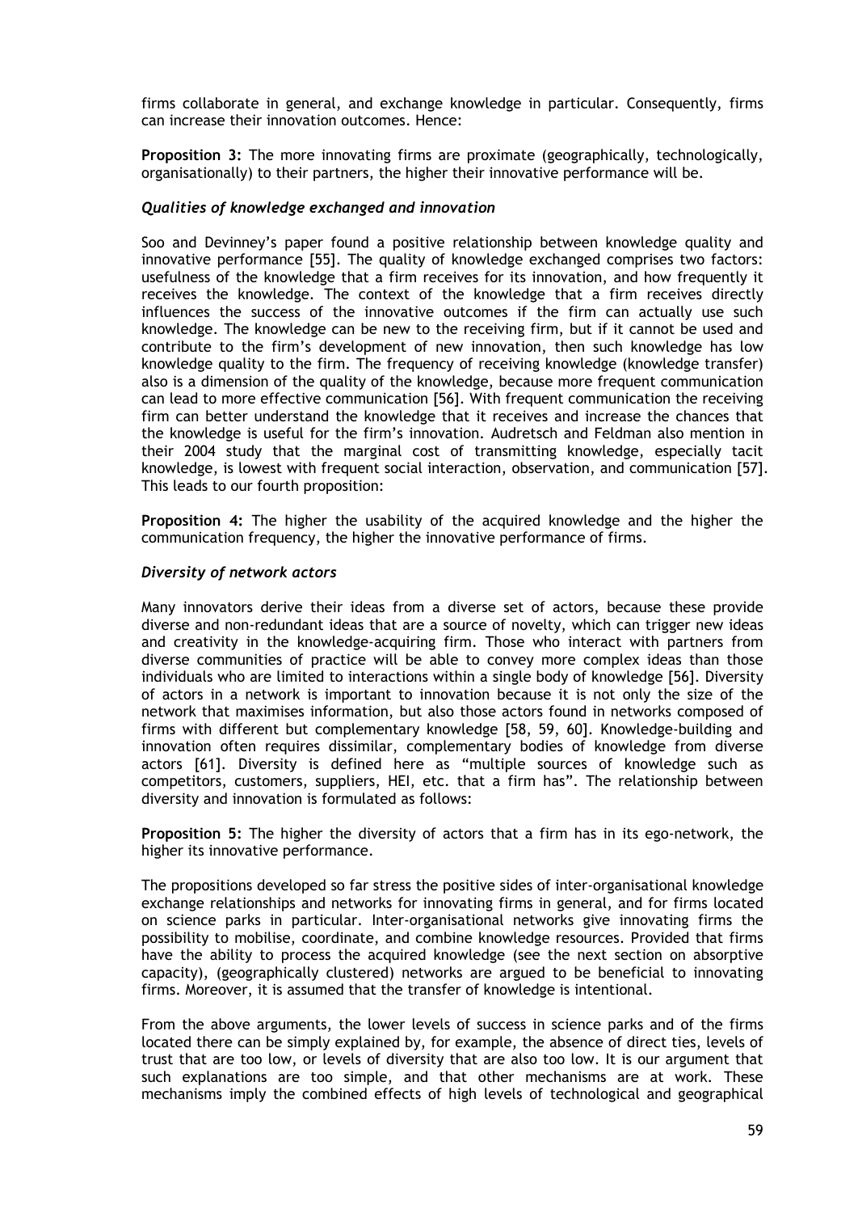firms collaborate in general, and exchange knowledge in particular. Consequently, firms can increase their innovation outcomes. Hence:

**Proposition 3:** The more innovating firms are proximate (geographically, technologically, organisationally) to their partners, the higher their innovative performance will be.

### *Qualities of knowledge exchanged and innovation*

Soo and Devinney's paper found a positive relationship between knowledge quality and innovative performance [55]. The quality of knowledge exchanged comprises two factors: usefulness of the knowledge that a firm receives for its innovation, and how frequently it receives the knowledge. The context of the knowledge that a firm receives directly influences the success of the innovative outcomes if the firm can actually use such knowledge. The knowledge can be new to the receiving firm, but if it cannot be used and contribute to the firm's development of new innovation, then such knowledge has low knowledge quality to the firm. The frequency of receiving knowledge (knowledge transfer) also is a dimension of the quality of the knowledge, because more frequent communication can lead to more effective communication [56]. With frequent communication the receiving firm can better understand the knowledge that it receives and increase the chances that the knowledge is useful for the firm's innovation. Audretsch and Feldman also mention in their 2004 study that the marginal cost of transmitting knowledge, especially tacit knowledge, is lowest with frequent social interaction, observation, and communication [57]. This leads to our fourth proposition:

**Proposition 4:** The higher the usability of the acquired knowledge and the higher the communication frequency, the higher the innovative performance of firms.

### *Diversity of network actors*

Many innovators derive their ideas from a diverse set of actors, because these provide diverse and non-redundant ideas that are a source of novelty, which can trigger new ideas and creativity in the knowledge-acquiring firm. Those who interact with partners from diverse communities of practice will be able to convey more complex ideas than those individuals who are limited to interactions within a single body of knowledge [56]. Diversity of actors in a network is important to innovation because it is not only the size of the network that maximises information, but also those actors found in networks composed of firms with different but complementary knowledge [58, 59, 60]. Knowledge-building and innovation often requires dissimilar, complementary bodies of knowledge from diverse actors [61]. Diversity is defined here as "multiple sources of knowledge such as competitors, customers, suppliers, HEI, etc. that a firm has". The relationship between diversity and innovation is formulated as follows:

**Proposition 5:** The higher the diversity of actors that a firm has in its ego-network, the higher its innovative performance.

The propositions developed so far stress the positive sides of inter-organisational knowledge exchange relationships and networks for innovating firms in general, and for firms located on science parks in particular. Inter-organisational networks give innovating firms the possibility to mobilise, coordinate, and combine knowledge resources. Provided that firms have the ability to process the acquired knowledge (see the next section on absorptive capacity), (geographically clustered) networks are argued to be beneficial to innovating firms. Moreover, it is assumed that the transfer of knowledge is intentional.

From the above arguments, the lower levels of success in science parks and of the firms located there can be simply explained by, for example, the absence of direct ties, levels of trust that are too low, or levels of diversity that are also too low. It is our argument that such explanations are too simple, and that other mechanisms are at work. These mechanisms imply the combined effects of high levels of technological and geographical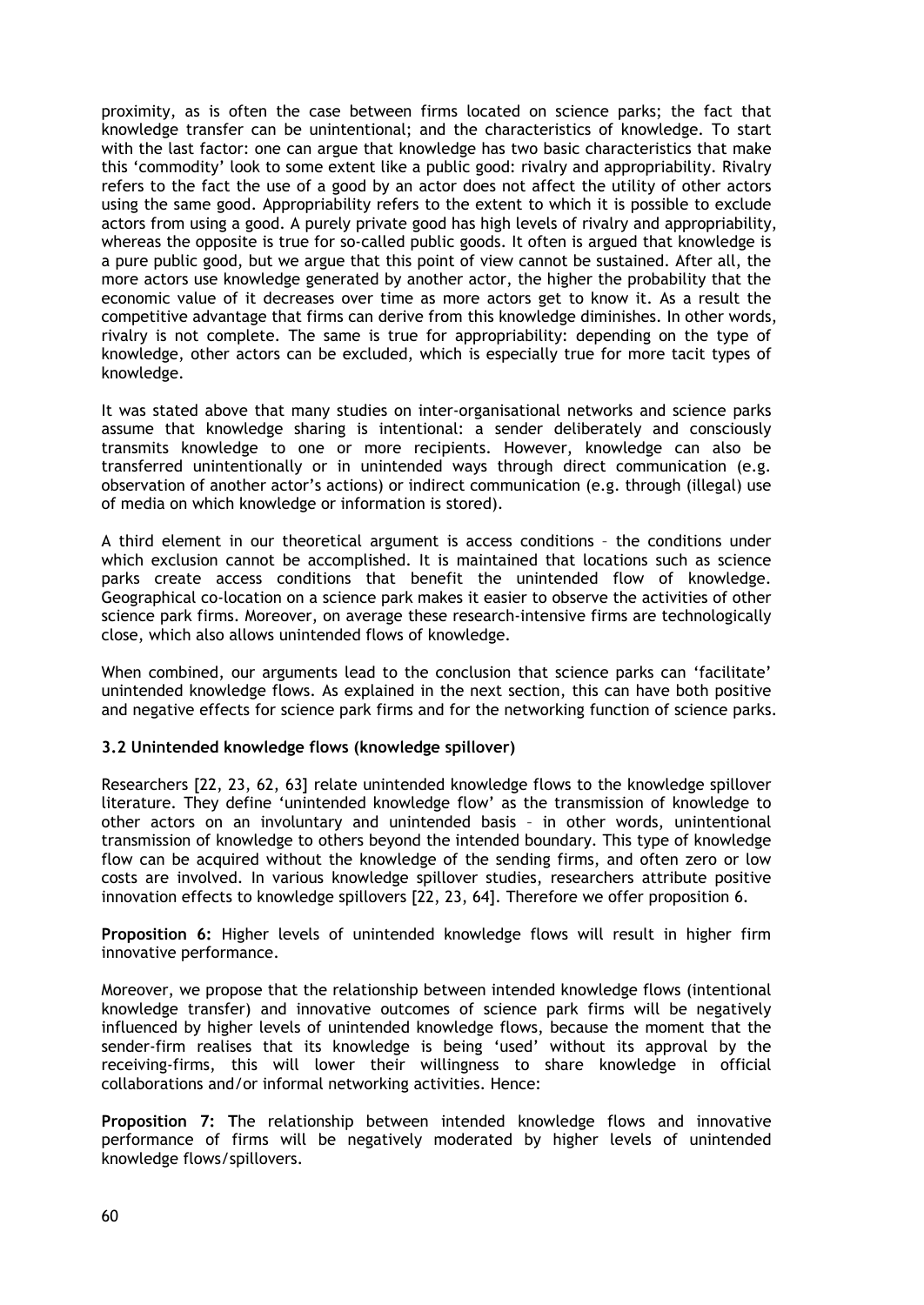proximity, as is often the case between firms located on science parks; the fact that knowledge transfer can be unintentional; and the characteristics of knowledge. To start with the last factor: one can argue that knowledge has two basic characteristics that make this 'commodity' look to some extent like a public good: rivalry and appropriability. Rivalry refers to the fact the use of a good by an actor does not affect the utility of other actors using the same good. Appropriability refers to the extent to which it is possible to exclude actors from using a good. A purely private good has high levels of rivalry and appropriability, whereas the opposite is true for so-called public goods. It often is argued that knowledge is a pure public good, but we argue that this point of view cannot be sustained. After all, the more actors use knowledge generated by another actor, the higher the probability that the economic value of it decreases over time as more actors get to know it. As a result the competitive advantage that firms can derive from this knowledge diminishes. In other words, rivalry is not complete. The same is true for appropriability: depending on the type of knowledge, other actors can be excluded, which is especially true for more tacit types of knowledge.

It was stated above that many studies on inter-organisational networks and science parks assume that knowledge sharing is intentional: a sender deliberately and consciously transmits knowledge to one or more recipients. However, knowledge can also be transferred unintentionally or in unintended ways through direct communication (e.g. observation of another actor's actions) or indirect communication (e.g. through (illegal) use of media on which knowledge or information is stored).

A third element in our theoretical argument is access conditions – the conditions under which exclusion cannot be accomplished. It is maintained that locations such as science parks create access conditions that benefit the unintended flow of knowledge. Geographical co-location on a science park makes it easier to observe the activities of other science park firms. Moreover, on average these research-intensive firms are technologically close, which also allows unintended flows of knowledge.

When combined, our arguments lead to the conclusion that science parks can 'facilitate' unintended knowledge flows. As explained in the next section, this can have both positive and negative effects for science park firms and for the networking function of science parks.

### 3.2 Unintended knowledge flows (knowledge spillover)

Researchers [22, 23, 62, 63] relate unintended knowledge flows to the knowledge spillover literature. They define 'unintended knowledge flow' as the transmission of knowledge to other actors on an involuntary and unintended basis – in other words, unintentional transmission of knowledge to others beyond the intended boundary. This type of knowledge flow can be acquired without the knowledge of the sending firms, and often zero or low costs are involved. In various knowledge spillover studies, researchers attribute positive innovation effects to knowledge spillovers [22, 23, 64]. Therefore we offer proposition 6.

**Proposition 6:** Higher levels of unintended knowledge flows will result in higher firm innovative performance.

Moreover, we propose that the relationship between intended knowledge flows (intentional knowledge transfer) and innovative outcomes of science park firms will be negatively influenced by higher levels of unintended knowledge flows, because the moment that the sender-firm realises that its knowledge is being 'used' without its approval by the receiving-firms, this will lower their willingness to share knowledge in official collaborations and/or informal networking activities. Hence:

**Proposition 7:** The relationship between intended knowledge flows and innovative performance of firms will be negatively moderated by higher levels of unintended knowledge flows/spillovers.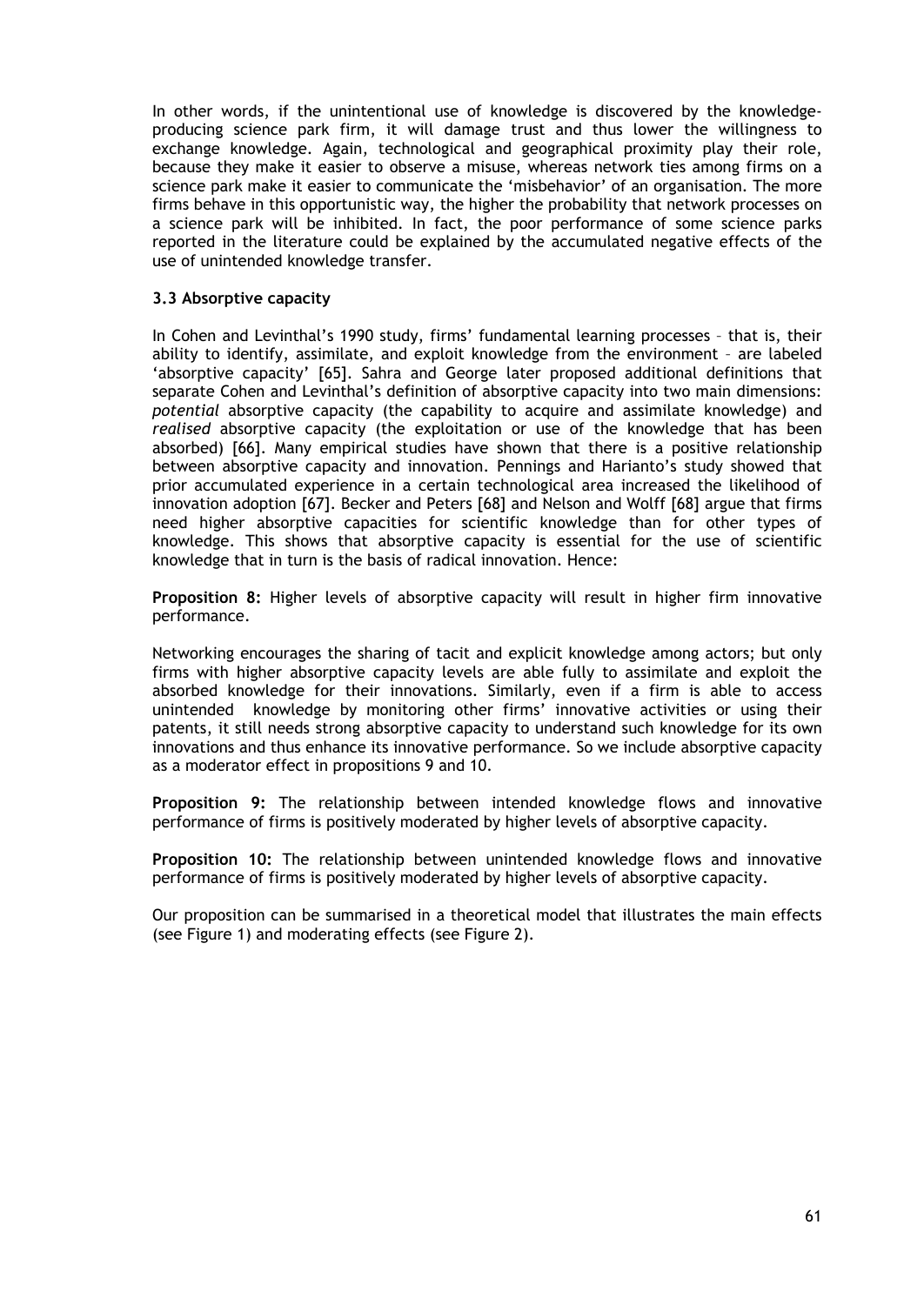In other words, if the unintentional use of knowledge is discovered by the knowledge-producing science park firm, it will damage trust and thus lower the willingness to exchange knowledge. Again, technological and geographical proximity play their role, because they make it easier to observe a misuse, whereas network ties among firms on a science park make it easier to communicate the 'misbehavior' of an organisation. The more firms behave in this opportunistic way, the higher the probability that network processes on a science park will be inhibited. In fact, the poor performance of some science parks reported in the literature could be explained by the accumulated negative effects of the use of unintended knowledge transfer.

### 3.3 Absorptive capacity

In Cohen and Levinthal's 1990 study, firms' fundamental learning processes – that is, their ability to identify, assimilate, and exploit knowledge from the environment – are labeled 'absorptive capacity' [65]. Sahra and George later proposed additional definitions that separate Cohen and Levinthal's definition of absorptive capacity into two main dimensions: *potential* absorptive capacity (the capability to acquire and assimilate knowledge) and *realised* absorptive capacity (the exploitation or use of the knowledge that has been absorbed) [66]. Many empirical studies have shown that there is a positive relationship between absorptive capacity and innovation. Pennings and Harianto's study showed that prior accumulated experience in a certain technological area increased the likelihood of innovation adoption [67]. Becker and Peters [68] and Nelson and Wolff [68] argue that firms need higher absorptive capacities for scientific knowledge than for other types of knowledge. This shows that absorptive capacity is essential for the use of scientific knowledge that in turn is the basis of radical innovation. Hence:

**Proposition 8:** Higher levels of absorptive capacity will result in higher firm innovative performance.

Networking encourages the sharing of tacit and explicit knowledge among actors; but only firms with higher absorptive capacity levels are able fully to assimilate and exploit the absorbed knowledge for their innovations. Similarly, even if a firm is able to access unintended knowledge by monitoring other firms' innovative activities or using their patents, it still needs strong absorptive capacity to understand such knowledge for its own innovations and thus enhance its innovative performance. So we include absorptive capacity as a moderator effect in propositions 9 and 10.

**Proposition 9:** The relationship between intended knowledge flows and innovative performance of firms is positively moderated by higher levels of absorptive capacity.

**Proposition 10:** The relationship between unintended knowledge flows and innovative performance of firms is positively moderated by higher levels of absorptive capacity.

Our proposition can be summarised in a theoretical model that illustrates the main effects (see Figure 1) and moderating effects (see Figure 2).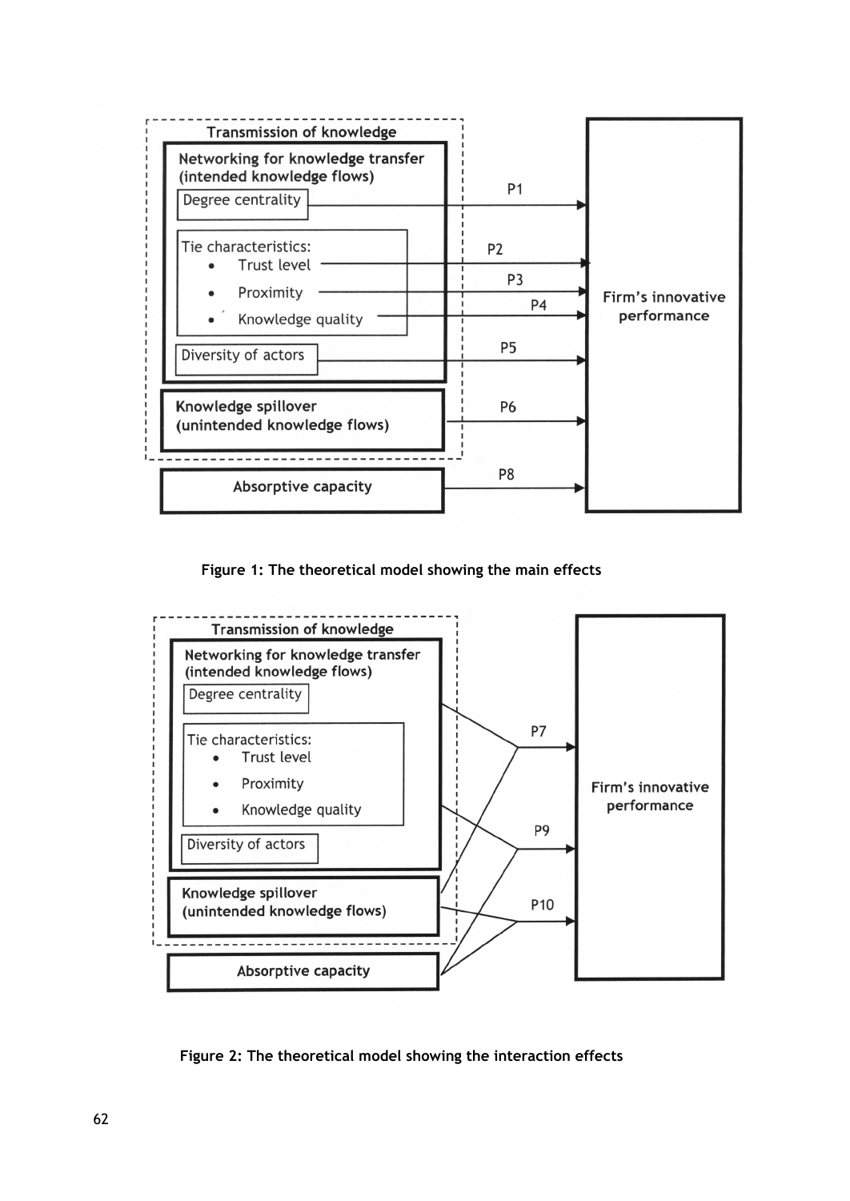Transmission of knowledge

**Networking for knowledge transfer (intended knowledge flows)**

- Degree centrality → P1
- Tie characteristics:
  - Trust level → P2
  - Proximity → P3
  - Knowledge quality → P4
- Diversity of actors → P5

**Knowledge spillover (unintended knowledge flows)** → P6

**Absorptive capacity** → P8

**Firm's innovative performance**

**Figure 1: The theoretical model showing the main effects**

Transmission of knowledge

**Networking for knowledge transfer (intended knowledge flows)**

- Degree centrality
- Tie characteristics:
  - Trust level
  - Proximity
  - Knowledge quality
- Diversity of actors

**Knowledge spillover (unintended knowledge flows)**

**Absorptive capacity**

P7, P9, P10 → **Firm's innovative performance**

**Figure 2: The theoretical model showing the interaction effects**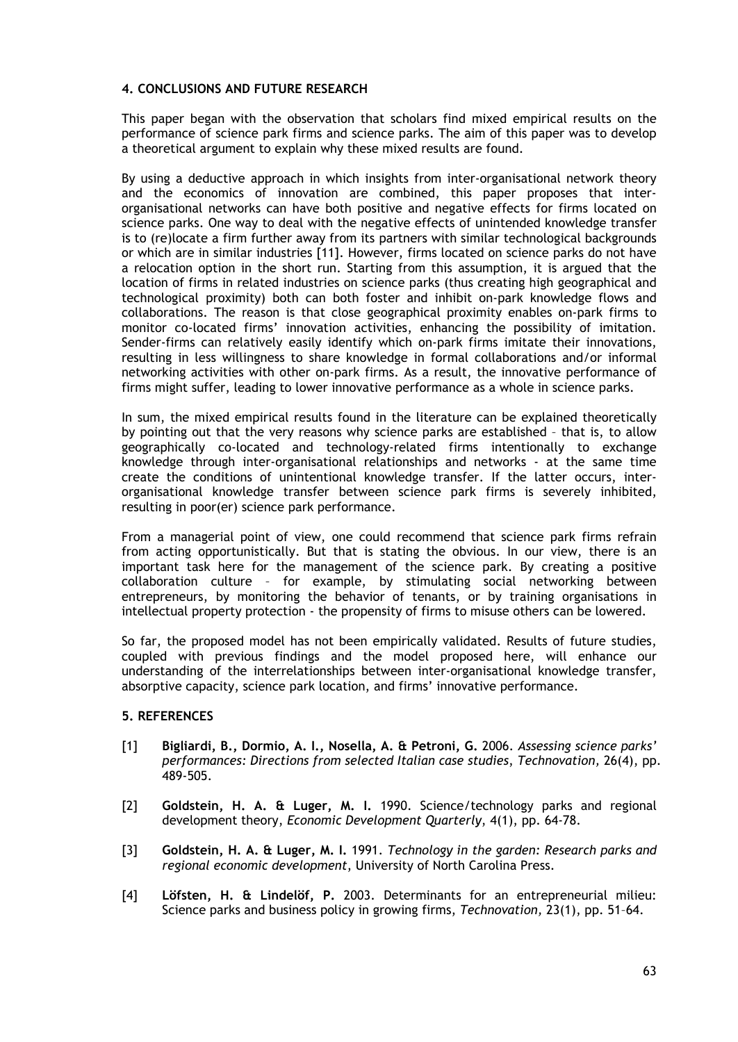## 4. CONCLUSIONS AND FUTURE RESEARCH

This paper began with the observation that scholars find mixed empirical results on the performance of science park firms and science parks. The aim of this paper was to develop a theoretical argument to explain why these mixed results are found.

By using a deductive approach in which insights from inter-organisational network theory and the economics of innovation are combined, this paper proposes that inter-organisational networks can have both positive and negative effects for firms located on science parks. One way to deal with the negative effects of unintended knowledge transfer is to (re)locate a firm further away from its partners with similar technological backgrounds or which are in similar industries [11]. However, firms located on science parks do not have a relocation option in the short run. Starting from this assumption, it is argued that the location of firms in related industries on science parks (thus creating high geographical and technological proximity) both can both foster and inhibit on-park knowledge flows and collaborations. The reason is that close geographical proximity enables on-park firms to monitor co-located firms' innovation activities, enhancing the possibility of imitation. Sender-firms can relatively easily identify which on-park firms imitate their innovations, resulting in less willingness to share knowledge in formal collaborations and/or informal networking activities with other on-park firms. As a result, the innovative performance of firms might suffer, leading to lower innovative performance as a whole in science parks.

In sum, the mixed empirical results found in the literature can be explained theoretically by pointing out that the very reasons why science parks are established – that is, to allow geographically co-located and technology-related firms intentionally to exchange knowledge through inter-organisational relationships and networks - at the same time create the conditions of unintentional knowledge transfer. If the latter occurs, inter-organisational knowledge transfer between science park firms is severely inhibited, resulting in poor(er) science park performance.

From a managerial point of view, one could recommend that science park firms refrain from acting opportunistically. But that is stating the obvious. In our view, there is an important task here for the management of the science park. By creating a positive collaboration culture – for example, by stimulating social networking between entrepreneurs, by monitoring the behavior of tenants, or by training organisations in intellectual property protection - the propensity of firms to misuse others can be lowered.

So far, the proposed model has not been empirically validated. Results of future studies, coupled with previous findings and the model proposed here, will enhance our understanding of the interrelationships between inter-organisational knowledge transfer, absorptive capacity, science park location, and firms' innovative performance.

## 5. REFERENCES

[1] **Bigliardi, B., Dormio, A. I., Nosella, A. & Petroni, G.** 2006. *Assessing science parks' performances: Directions from selected Italian case studies, Technovation,* 26(4), pp. 489-505.

[2] **Goldstein, H. A. & Luger, M. I.** 1990. Science/technology parks and regional development theory, *Economic Development Quarterly*, 4(1), pp. 64-78.

[3] **Goldstein, H. A. & Luger, M. I.** 1991. *Technology in the garden: Research parks and regional economic development*, University of North Carolina Press.

[4] **Löfsten, H. & Lindelöf, P.** 2003. Determinants for an entrepreneurial milieu: Science parks and business policy in growing firms, *Technovation,* 23(1), pp. 51–64.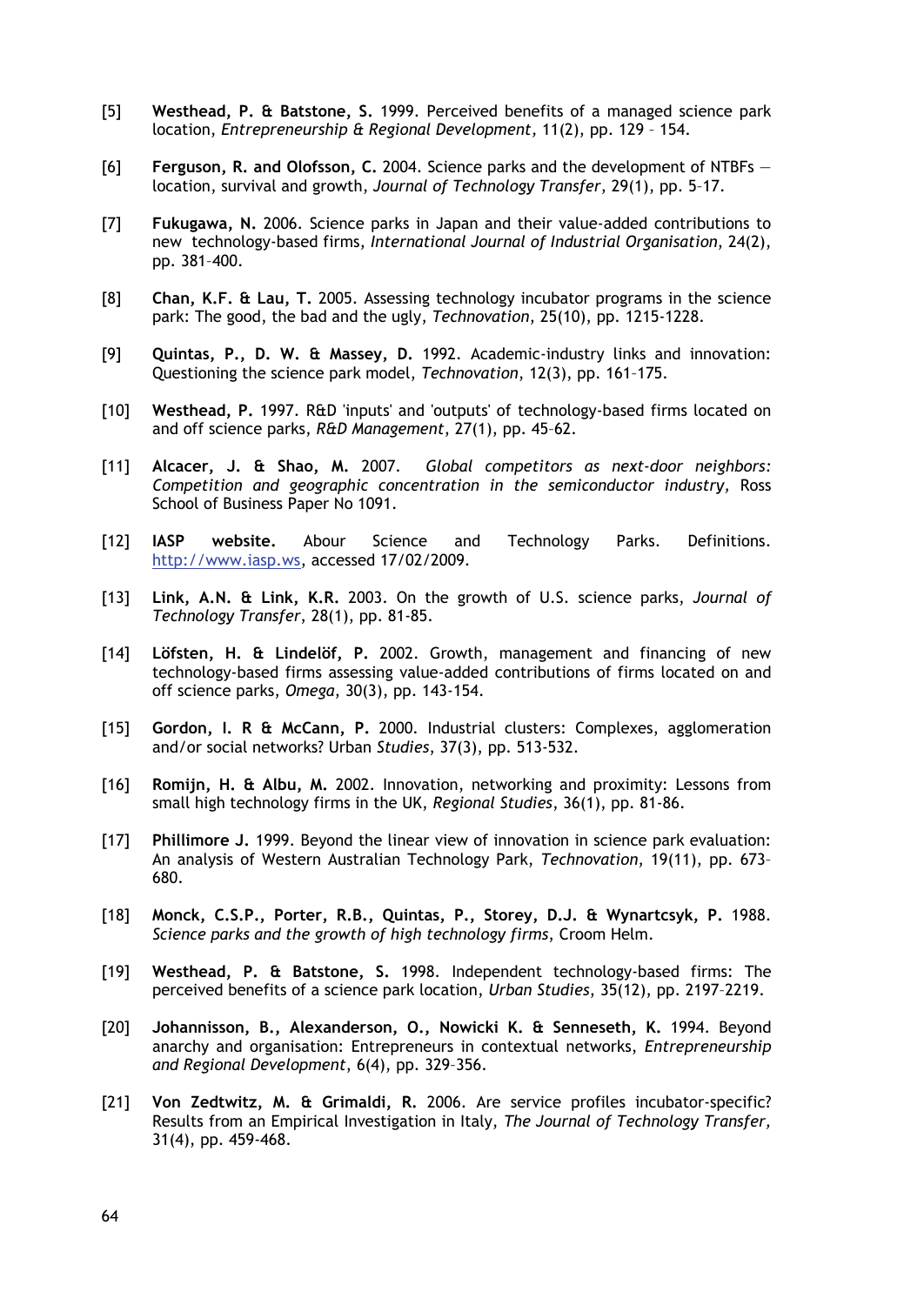[5] **Westhead, P. & Batstone, S.** 1999. Perceived benefits of a managed science park location, *Entrepreneurship & Regional Development*, 11(2), pp. 129 – 154.

[6] **Ferguson, R. and Olofsson, C.** 2004. Science parks and the development of NTBFs — location, survival and growth, *Journal of Technology Transfer*, 29(1), pp. 5–17.

[7] **Fukugawa, N.** 2006. Science parks in Japan and their value-added contributions to new technology-based firms, *International Journal of Industrial Organisation*, 24(2), pp. 381–400.

[8] **Chan, K.F. & Lau, T.** 2005. Assessing technology incubator programs in the science park: The good, the bad and the ugly, *Technovation*, 25(10), pp. 1215-1228.

[9] **Quintas, P., D. W. & Massey, D.** 1992. Academic-industry links and innovation: Questioning the science park model, *Technovation*, 12(3), pp. 161–175.

[10] **Westhead, P.** 1997. R&D 'inputs' and 'outputs' of technology-based firms located on and off science parks, *R&D Management*, 27(1), pp. 45–62.

[11] **Alcacer, J. & Shao, M.** 2007. *Global competitors as next-door neighbors: Competition and geographic concentration in the semiconductor industry,* Ross School of Business Paper No 1091.

[12] **IASP website.** Abour Science and Technology Parks. Definitions. http://www.iasp.ws, accessed 17/02/2009.

[13] **Link, A.N. & Link, K.R.** 2003. On the growth of U.S. science parks, *Journal of Technology Transfer*, 28(1), pp. 81-85.

[14] **Löfsten, H. & Lindelöf, P.** 2002. Growth, management and financing of new technology-based firms assessing value-added contributions of firms located on and off science parks, *Omega*, 30(3), pp. 143-154.

[15] **Gordon, I. R & McCann, P.** 2000. Industrial clusters: Complexes, agglomeration and/or social networks? Urban *Studies*, 37(3), pp. 513-532.

[16] **Romijn, H. & Albu, M.** 2002. Innovation, networking and proximity: Lessons from small high technology firms in the UK, *Regional Studies*, 36(1), pp. 81-86.

[17] **Phillimore J.** 1999. Beyond the linear view of innovation in science park evaluation: An analysis of Western Australian Technology Park, *Technovation*, 19(11), pp. 673–680.

[18] **Monck, C.S.P., Porter, R.B., Quintas, P., Storey, D.J. & Wynartcsyk, P.** 1988. *Science parks and the growth of high technology firms*, Croom Helm.

[19] **Westhead, P. & Batstone, S.** 1998. Independent technology-based firms: The perceived benefits of a science park location, *Urban Studies,* 35(12), pp. 2197–2219.

[20] **Johannisson, B., Alexanderson, O., Nowicki K. & Senneseth, K.** 1994. Beyond anarchy and organisation: Entrepreneurs in contextual networks, *Entrepreneurship and Regional Development*, 6(4), pp. 329–356.

[21] **Von Zedtwitz, M. & Grimaldi, R.** 2006. Are service profiles incubator-specific? Results from an Empirical Investigation in Italy, *The Journal of Technology Transfer,* 31(4), pp. 459-468.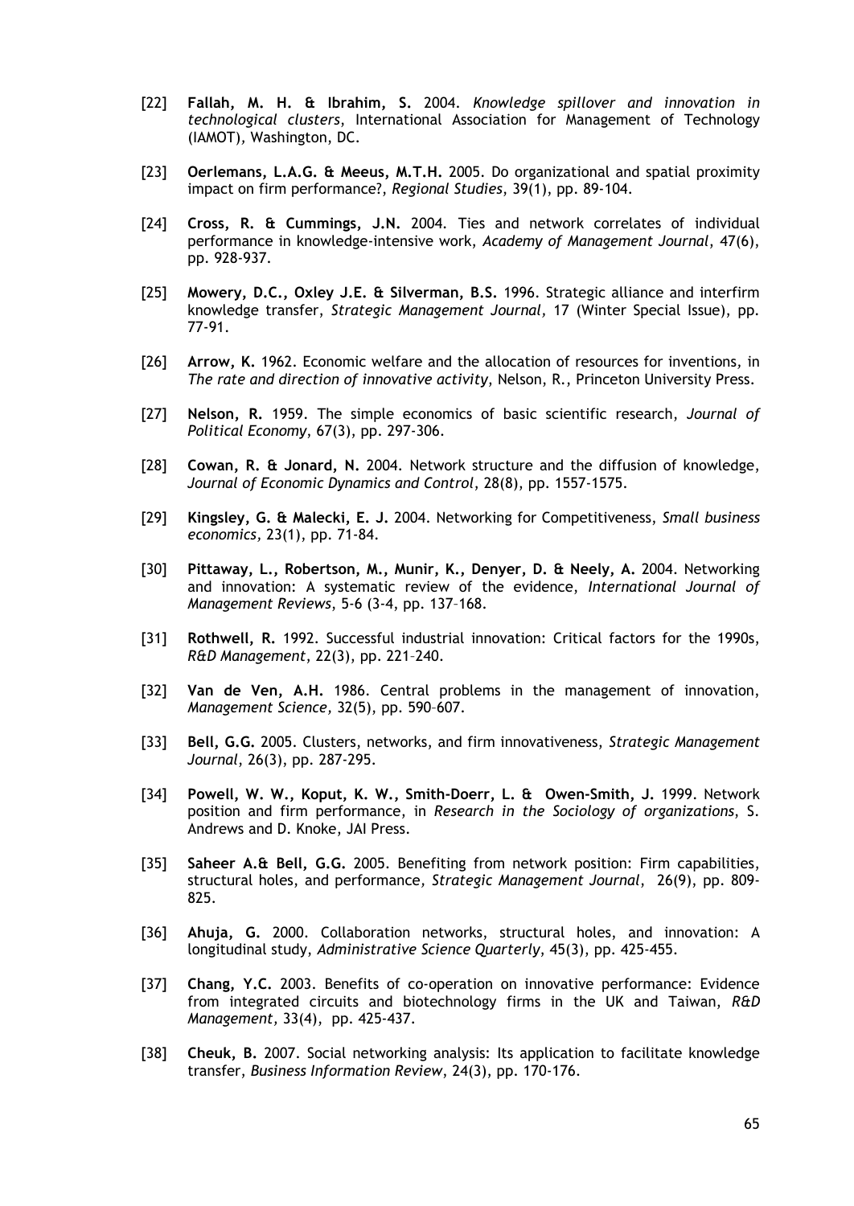[22] **Fallah, M. H. & Ibrahim, S.** 2004. *Knowledge spillover and innovation in technological clusters*, International Association for Management of Technology (IAMOT), Washington, DC.

[23] **Oerlemans, L.A.G. & Meeus, M.T.H.** 2005. Do organizational and spatial proximity impact on firm performance?, *Regional Studies*, 39(1), pp. 89-104.

[24] **Cross, R. & Cummings, J.N.** 2004. Ties and network correlates of individual performance in knowledge-intensive work, *Academy of Management Journal*, 47(6), pp. 928-937.

[25] **Mowery, D.C., Oxley J.E. & Silverman, B.S.** 1996. Strategic alliance and interfirm knowledge transfer, *Strategic Management Journal*, 17 (Winter Special Issue), pp. 77-91.

[26] **Arrow, K.** 1962. Economic welfare and the allocation of resources for inventions, in *The rate and direction of innovative activity*, Nelson, R., Princeton University Press.

[27] **Nelson, R.** 1959. The simple economics of basic scientific research, *Journal of Political Economy*, 67(3), pp. 297-306.

[28] **Cowan, R. & Jonard, N.** 2004. Network structure and the diffusion of knowledge, *Journal of Economic Dynamics and Control*, 28(8), pp. 1557-1575.

[29] **Kingsley, G. & Malecki, E. J.** 2004. Networking for Competitiveness, *Small business economics*, 23(1), pp. 71-84.

[30] **Pittaway, L., Robertson, M., Munir, K., Denyer, D. & Neely, A.** 2004. Networking and innovation: A systematic review of the evidence, *International Journal of Management Reviews*, 5-6 (3-4, pp. 137–168.

[31] **Rothwell, R.** 1992. Successful industrial innovation: Critical factors for the 1990s, *R&D Management*, 22(3), pp. 221–240.

[32] **Van de Ven, A.H.** 1986. Central problems in the management of innovation, *Management Science*, 32(5), pp. 590–607.

[33] **Bell, G.G.** 2005. Clusters, networks, and firm innovativeness, *Strategic Management Journal*, 26(3), pp. 287-295.

[34] **Powell, W. W., Koput, K. W., Smith-Doerr, L. & Owen-Smith, J.** 1999. Network position and firm performance, in *Research in the Sociology of organizations*, S. Andrews and D. Knoke, JAI Press.

[35] **Saheer A.& Bell, G.G.** 2005. Benefiting from network position: Firm capabilities, structural holes, and performance, *Strategic Management Journal*, 26(9), pp. 809-825.

[36] **Ahuja, G.** 2000. Collaboration networks, structural holes, and innovation: A longitudinal study, *Administrative Science Quarterly*, 45(3), pp. 425-455.

[37] **Chang, Y.C.** 2003. Benefits of co-operation on innovative performance: Evidence from integrated circuits and biotechnology firms in the UK and Taiwan, *R&D Management*, 33(4), pp. 425-437.

[38] **Cheuk, B.** 2007. Social networking analysis: Its application to facilitate knowledge transfer, *Business Information Review*, 24(3), pp. 170-176.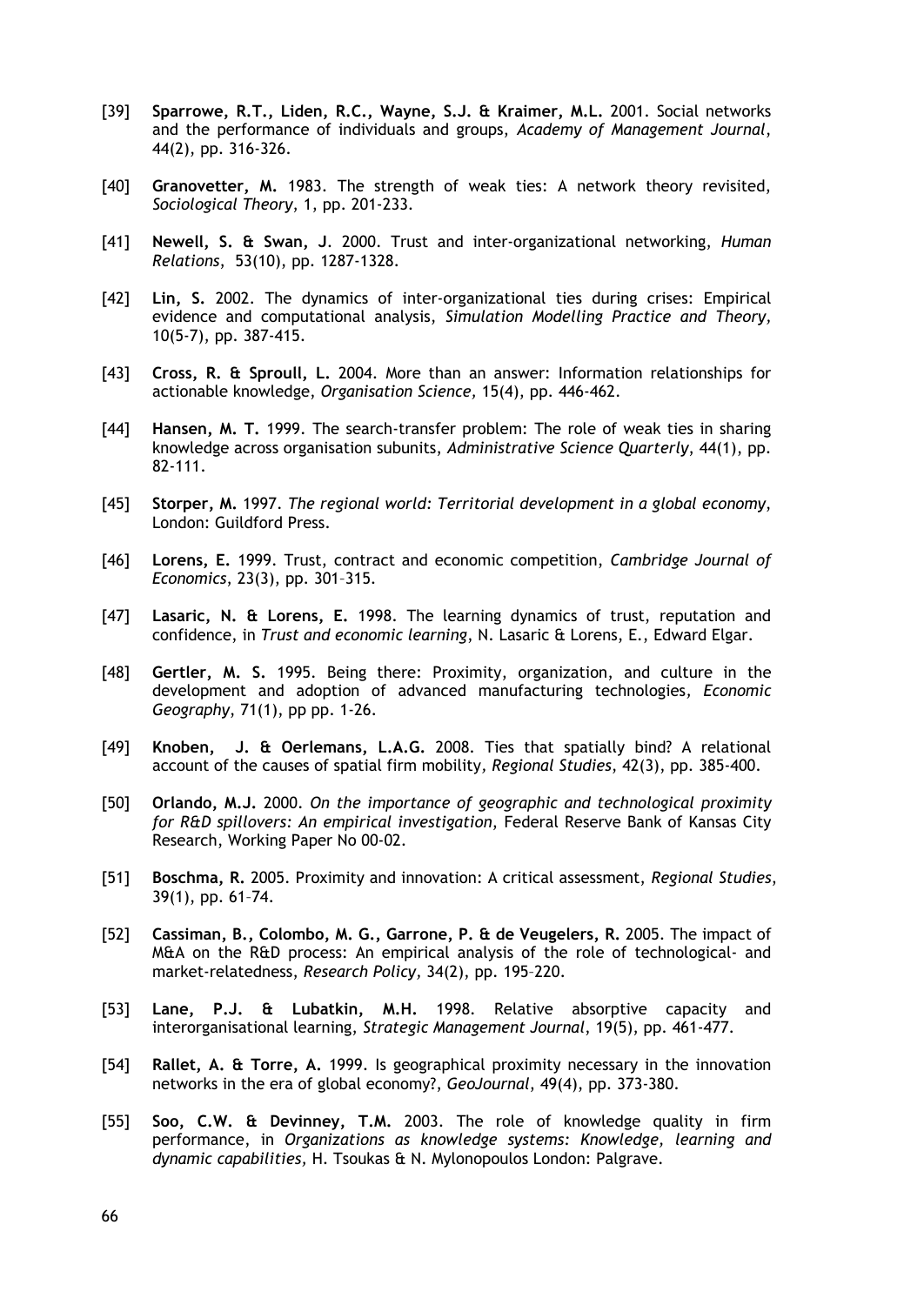[39] **Sparrowe, R.T., Liden, R.C., Wayne, S.J. & Kraimer, M.L.** 2001. Social networks and the performance of individuals and groups, *Academy of Management Journal*, 44(2), pp. 316-326.

[40] **Granovetter, M.** 1983. The strength of weak ties: A network theory revisited, *Sociological Theory*, 1, pp. 201-233.

[41] **Newell, S. & Swan, J**. 2000. Trust and inter-organizational networking, *Human Relations*, 53(10), pp. 1287-1328.

[42] **Lin, S.** 2002. The dynamics of inter-organizational ties during crises: Empirical evidence and computational analysis, *Simulation Modelling Practice and Theory*, 10(5-7), pp. 387-415.

[43] **Cross, R. & Sproull, L.** 2004. More than an answer: Information relationships for actionable knowledge, *Organisation Science*, 15(4), pp. 446-462.

[44] **Hansen, M. T.** 1999. The search-transfer problem: The role of weak ties in sharing knowledge across organisation subunits, *Administrative Science Quarterly*, 44(1), pp. 82-111.

[45] **Storper, M.** 1997. *The regional world: Territorial development in a global economy*, London: Guildford Press.

[46] **Lorens, E.** 1999. Trust, contract and economic competition, *Cambridge Journal of Economics*, 23(3), pp. 301–315.

[47] **Lasaric, N. & Lorens, E.** 1998. The learning dynamics of trust, reputation and confidence, in *Trust and economic learning*, N. Lasaric & Lorens, E., Edward Elgar.

[48] **Gertler, M. S.** 1995. Being there: Proximity, organization, and culture in the development and adoption of advanced manufacturing technologies, *Economic Geography*, 71(1), pp pp. 1-26.

[49] **Knoben, J. & Oerlemans, L.A.G.** 2008. Ties that spatially bind? A relational account of the causes of spatial firm mobility, *Regional Studies*, 42(3), pp. 385-400.

[50] **Orlando, M.J.** 2000. *On the importance of geographic and technological proximity for R&D spillovers: An empirical investigation*, Federal Reserve Bank of Kansas City Research, Working Paper No 00-02.

[51] **Boschma, R.** 2005. Proximity and innovation: A critical assessment, *Regional Studies*, 39(1), pp. 61–74.

[52] **Cassiman, B., Colombo, M. G., Garrone, P. & de Veugelers, R.** 2005. The impact of M&A on the R&D process: An empirical analysis of the role of technological- and market-relatedness, *Research Policy*, 34(2), pp. 195–220.

[53] **Lane, P.J. & Lubatkin, M.H.** 1998. Relative absorptive capacity and interorganisational learning, *Strategic Management Journal*, 19(5), pp. 461-477.

[54] **Rallet, A. & Torre, A.** 1999. Is geographical proximity necessary in the innovation networks in the era of global economy?, *GeoJournal*, 49(4), pp. 373-380.

[55] **Soo, C.W. & Devinney, T.M.** 2003. The role of knowledge quality in firm performance, in *Organizations as knowledge systems: Knowledge, learning and dynamic capabilities*, H. Tsoukas & N. Mylonopoulos London: Palgrave.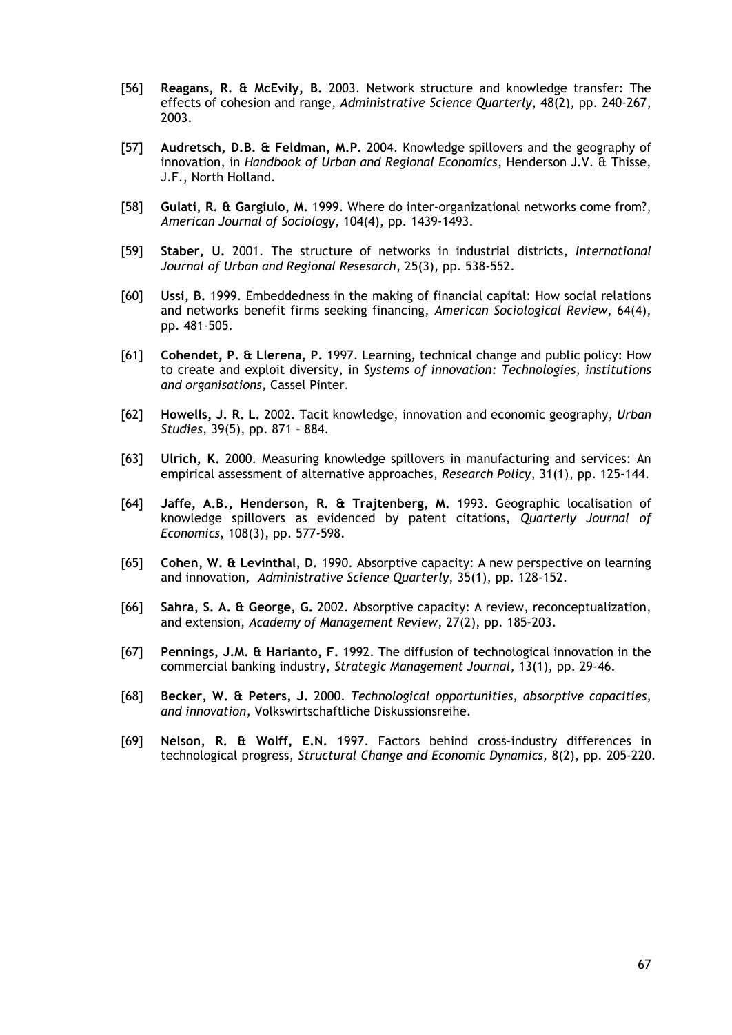[56] **Reagans, R. & McEvily, B.** 2003. Network structure and knowledge transfer: The effects of cohesion and range, *Administrative Science Quarterly*, 48(2), pp. 240-267, 2003.

[57] **Audretsch, D.B. & Feldman, M.P.** 2004. Knowledge spillovers and the geography of innovation, in *Handbook of Urban and Regional Economics*, Henderson J.V. & Thisse, J.F., North Holland.

[58] **Gulati, R. & Gargiulo, M.** 1999. Where do inter-organizational networks come from?, *American Journal of Sociology*, 104(4), pp. 1439-1493.

[59] **Staber, U.** 2001. The structure of networks in industrial districts, *International Journal of Urban and Regional Resesarch*, 25(3), pp. 538-552.

[60] **Ussi, B.** 1999. Embeddedness in the making of financial capital: How social relations and networks benefit firms seeking financing, *American Sociological Review*, 64(4), pp. 481-505.

[61] **Cohendet, P. & Llerena, P.** 1997. Learning, technical change and public policy: How to create and exploit diversity, in *Systems of innovation: Technologies, institutions and organisations,* Cassel Pinter.

[62] **Howells, J. R. L.** 2002. Tacit knowledge, innovation and economic geography, *Urban Studies*, 39(5), pp. 871 – 884.

[63] **Ulrich, K.** 2000. Measuring knowledge spillovers in manufacturing and services: An empirical assessment of alternative approaches, *Research Policy*, 31(1), pp. 125-144.

[64] **Jaffe, A.B., Henderson, R. & Trajtenberg, M.** 1993. Geographic localisation of knowledge spillovers as evidenced by patent citations, *Quarterly Journal of Economics*, 108(3), pp. 577-598.

[65] **Cohen, W. & Levinthal, D.** 1990. Absorptive capacity: A new perspective on learning and innovation, *Administrative Science Quarterly*, 35(1), pp. 128-152.

[66] **Sahra, S. A. & George, G.** 2002. Absorptive capacity: A review, reconceptualization, and extension, *Academy of Management Review*, 27(2), pp. 185–203.

[67] **Pennings, J.M. & Harianto, F.** 1992. The diffusion of technological innovation in the commercial banking industry, *Strategic Management Journal,* 13(1), pp. 29-46.

[68] **Becker, W. & Peters, J.** 2000. *Technological opportunities, absorptive capacities, and innovation,* Volkswirtschaftliche Diskussionsreihe.

[69] **Nelson, R. & Wolff, E.N.** 1997. Factors behind cross-industry differences in technological progress, *Structural Change and Economic Dynamics,* 8(2), pp. 205-220.